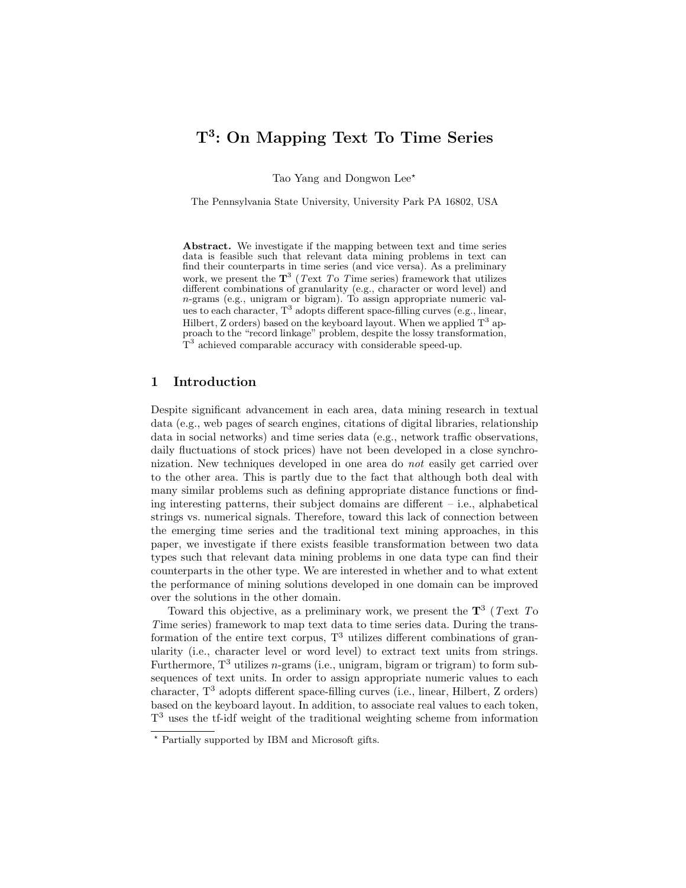# $\mathbf{T^3}$: On Mapping Text To Time Series

Tao Yang and Dongwon Lee*

The Pennsylvania State University, University Park PA 16802, USA

**Abstract.** We investigate if the mapping between text and time series data is feasible such that relevant data mining problems in text can find their counterparts in time series (and vice versa). As a preliminary work, we present the $\mathbf{T^3}$ (*T*ext *T*o *T*ime series) framework that utilizes different combinations of granularity (e.g., character or word level) and *n*-grams (e.g., unigram or bigram). To assign appropriate numeric values to each character, $\mathrm{T^3}$ adopts different space-filling curves (e.g., linear, Hilbert, Z orders) based on the keyboard layout. When we applied $\mathrm{T^3}$ approach to the "record linkage" problem, despite the lossy transformation, $\mathrm{T^3}$ achieved comparable accuracy with considerable speed-up.

## 1 Introduction

Despite significant advancement in each area, data mining research in textual data (e.g., web pages of search engines, citations of digital libraries, relationship data in social networks) and time series data (e.g., network traffic observations, daily fluctuations of stock prices) have not been developed in a close synchronization. New techniques developed in one area do *not* easily get carried over to the other area. This is partly due to the fact that although both deal with many similar problems such as defining appropriate distance functions or finding interesting patterns, their subject domains are different – i.e., alphabetical strings vs. numerical signals. Therefore, toward this lack of connection between the emerging time series and the traditional text mining approaches, in this paper, we investigate if there exists feasible transformation between two data types such that relevant data mining problems in one data type can find their counterparts in the other type. We are interested in whether and to what extent the performance of mining solutions developed in one domain can be improved over the solutions in the other domain.

Toward this objective, as a preliminary work, we present the $\mathbf{T^3}$ (*T*ext *T*o *T*ime series) framework to map text data to time series data. During the transformation of the entire text corpus, $\mathrm{T^3}$ utilizes different combinations of granularity (i.e., character level or word level) to extract text units from strings. Furthermore, $\mathrm{T^3}$ utilizes *n*-grams (i.e., unigram, bigram or trigram) to form subsequences of text units. In order to assign appropriate numeric values to each character, $\mathrm{T^3}$ adopts different space-filling curves (i.e., linear, Hilbert, Z orders) based on the keyboard layout. In addition, to associate real values to each token, $\mathrm{T^3}$ uses the tf-idf weight of the traditional weighting scheme from information

* Partially supported by IBM and Microsoft gifts.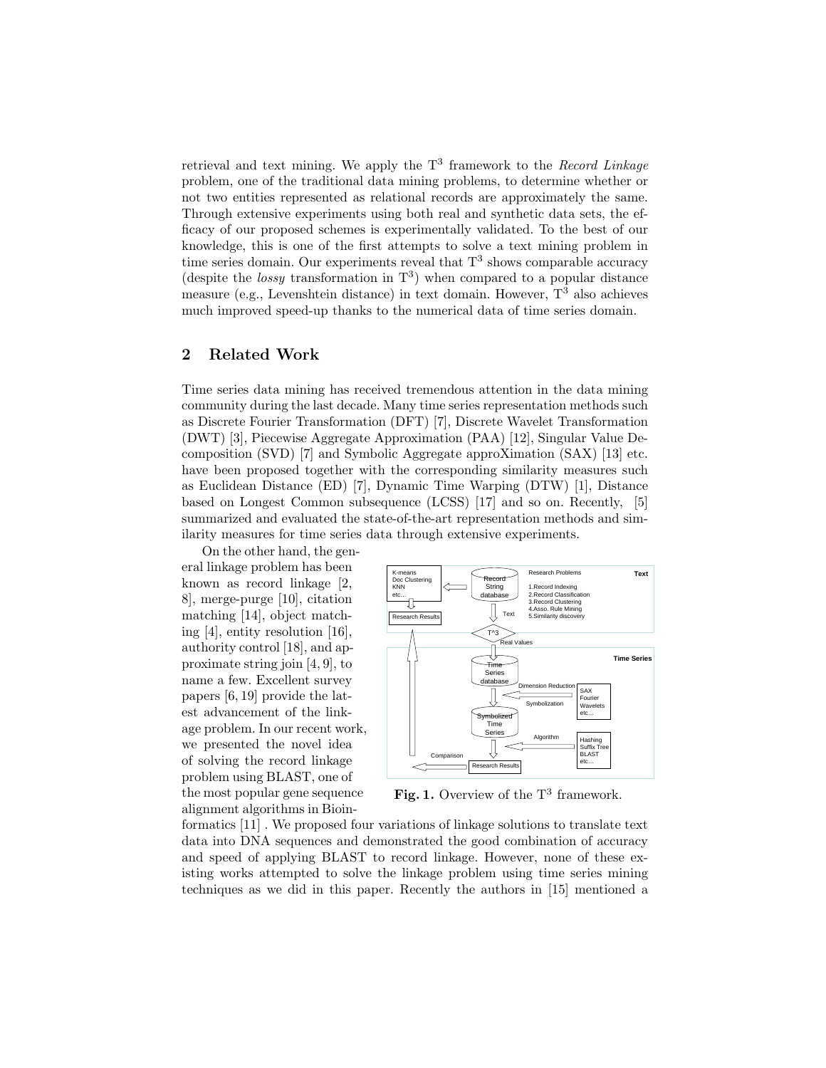retrieval and text mining. We apply the T$^3$ framework to the *Record Linkage* problem, one of the traditional data mining problems, to determine whether or not two entities represented as relational records are approximately the same. Through extensive experiments using both real and synthetic data sets, the efficacy of our proposed schemes is experimentally validated. To the best of our knowledge, this is one of the first attempts to solve a text mining problem in time series domain. Our experiments reveal that T$^3$ shows comparable accuracy (despite the *lossy* transformation in T$^3$) when compared to a popular distance measure (e.g., Levenshtein distance) in text domain. However, T$^3$ also achieves much improved speed-up thanks to the numerical data of time series domain.

## 2 Related Work

Time series data mining has received tremendous attention in the data mining community during the last decade. Many time series representation methods such as Discrete Fourier Transformation (DFT) [7], Discrete Wavelet Transformation (DWT) [3], Piecewise Aggregate Approximation (PAA) [12], Singular Value Decomposition (SVD) [7] and Symbolic Aggregate approXimation (SAX) [13] etc. have been proposed together with the corresponding similarity measures such as Euclidean Distance (ED) [7], Dynamic Time Warping (DTW) [1], Distance based on Longest Common subsequence (LCSS) [17] and so on. Recently, [5] summarized and evaluated the state-of-the-art representation methods and similarity measures for time series data through extensive experiments.

On the other hand, the general linkage problem has been known as record linkage [2, 8], merge-purge [10], citation matching [14], object matching [4], entity resolution [16], authority control [18], and approximate string join [4, 9], to name a few. Excellent survey papers [6, 19] provide the latest advancement of the linkage problem. In our recent work, we presented the novel idea of solving the record linkage problem using BLAST, one of the most popular gene sequence alignment algorithms in Bioinformatics [11] . We proposed four variations of linkage solutions to translate text data into DNA sequences and demonstrated the good combination of accuracy and speed of applying BLAST to record linkage. However, none of these existing works attempted to solve the linkage problem using time series mining techniques as we did in this paper. Recently the authors in [15] mentioned a

**Fig. 1.** Overview of the T$^3$ framework.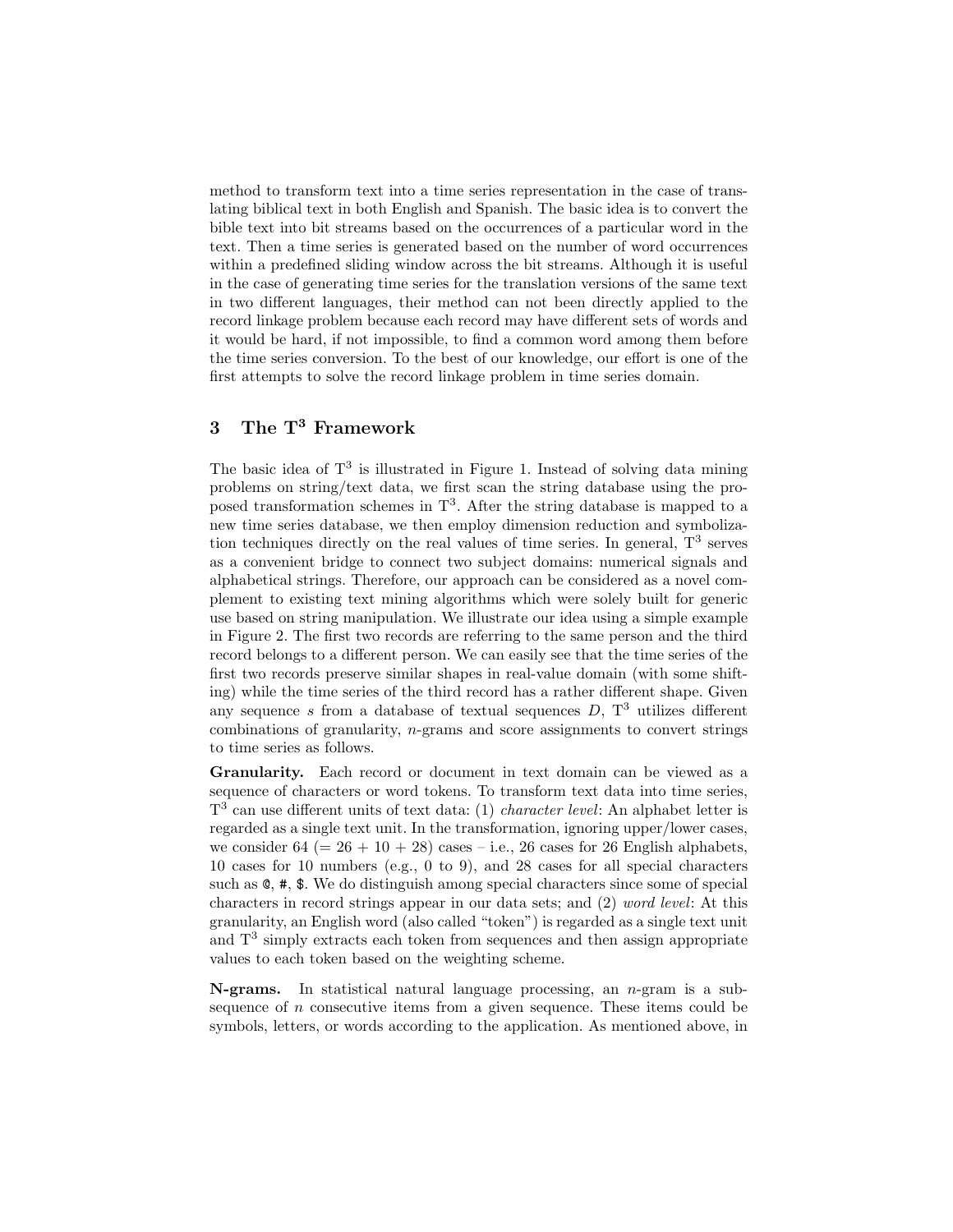method to transform text into a time series representation in the case of translating biblical text in both English and Spanish. The basic idea is to convert the bible text into bit streams based on the occurrences of a particular word in the text. Then a time series is generated based on the number of word occurrences within a predefined sliding window across the bit streams. Although it is useful in the case of generating time series for the translation versions of the same text in two different languages, their method can not been directly applied to the record linkage problem because each record may have different sets of words and it would be hard, if not impossible, to find a common word among them before the time series conversion. To the best of our knowledge, our effort is one of the first attempts to solve the record linkage problem in time series domain.

## 3 The T$^3$ Framework

The basic idea of T$^3$ is illustrated in Figure 1. Instead of solving data mining problems on string/text data, we first scan the string database using the proposed transformation schemes in T$^3$. After the string database is mapped to a new time series database, we then employ dimension reduction and symbolization techniques directly on the real values of time series. In general, T$^3$ serves as a convenient bridge to connect two subject domains: numerical signals and alphabetical strings. Therefore, our approach can be considered as a novel complement to existing text mining algorithms which were solely built for generic use based on string manipulation. We illustrate our idea using a simple example in Figure 2. The first two records are referring to the same person and the third record belongs to a different person. We can easily see that the time series of the first two records preserve similar shapes in real-value domain (with some shifting) while the time series of the third record has a rather different shape. Given any sequence $s$ from a database of textual sequences $D$, T$^3$ utilizes different combinations of granularity, $n$-grams and score assignments to convert strings to time series as follows.

**Granularity.** Each record or document in text domain can be viewed as a sequence of characters or word tokens. To transform text data into time series, T$^3$ can use different units of text data: (1) *character level*: An alphabet letter is regarded as a single text unit. In the transformation, ignoring upper/lower cases, we consider 64 (= 26 + 10 + 28) cases – i.e., 26 cases for 26 English alphabets, 10 cases for 10 numbers (e.g., 0 to 9), and 28 cases for all special characters such as `@`, `#`, `$`. We do distinguish among special characters since some of special characters in record strings appear in our data sets; and (2) *word level*: At this granularity, an English word (also called "token") is regarded as a single text unit and T$^3$ simply extracts each token from sequences and then assign appropriate values to each token based on the weighting scheme.

**N-grams.** In statistical natural language processing, an $n$-gram is a subsequence of $n$ consecutive items from a given sequence. These items could be symbols, letters, or words according to the application. As mentioned above, in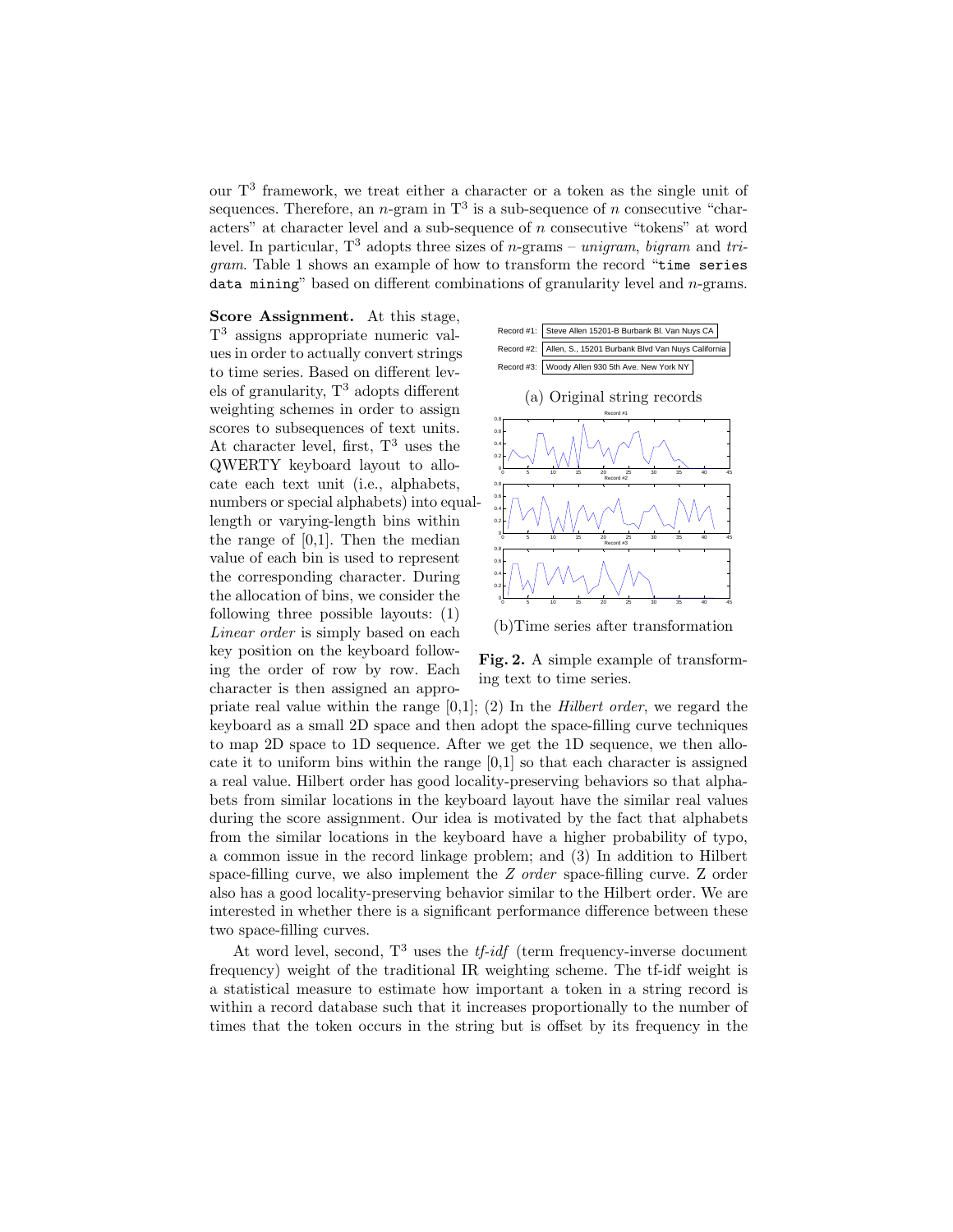our $T^3$ framework, we treat either a character or a token as the single unit of sequences. Therefore, an $n$-gram in $T^3$ is a sub-sequence of $n$ consecutive "characters" at character level and a sub-sequence of $n$ consecutive "tokens" at word level. In particular, $T^3$ adopts three sizes of $n$-grams – *unigram*, *bigram* and *trigram*. Table 1 shows an example of how to transform the record "`time series data mining`" based on different combinations of granularity level and $n$-grams.

**Score Assignment.** At this stage, $T^3$ assigns appropriate numeric values in order to actually convert strings to time series. Based on different levels of granularity, $T^3$ adopts different weighting schemes in order to assign scores to subsequences of text units. At character level, first, $T^3$ uses the QWERTY keyboard layout to allocate each text unit (i.e., alphabets, numbers or special alphabets) into equal-length or varying-length bins within the range of [0,1]. Then the median value of each bin is used to represent the corresponding character. During the allocation of bins, we consider the following three possible layouts: (1) *Linear order* is simply based on each key position on the keyboard following the order of row by row. Each character is then assigned an appropriate real value within the range [0,1]; (2) In the *Hilbert order*, we regard the keyboard as a small 2D space and then adopt the space-filling curve techniques to map 2D space to 1D sequence. After we get the 1D sequence, we then allocate it to uniform bins within the range [0,1] so that each character is assigned a real value. Hilbert order has good locality-preserving behaviors so that alphabets from similar locations in the keyboard layout have the similar real values during the score assignment. Our idea is motivated by the fact that alphabets from the similar locations in the keyboard have a higher probability of typo, a common issue in the record linkage problem; and (3) In addition to Hilbert space-filling curve, we also implement the *Z order* space-filling curve. Z order also has a good locality-preserving behavior similar to the Hilbert order. We are interested in whether there is a significant performance difference between these two space-filling curves.

Record #1: Steve Allen 15201-B Burbank Bl. Van Nuys CA

Record #2: Allen, S., 15201 Burbank Blvd Van Nuys California

Record #3: Woody Allen 930 5th Ave. New York NY

(a) Original string records

(b)Time series after transformation

**Fig. 2.** A simple example of transforming text to time series.

At word level, second, $T^3$ uses the *tf-idf* (term frequency-inverse document frequency) weight of the traditional IR weighting scheme. The tf-idf weight is a statistical measure to estimate how important a token in a string record is within a record database such that it increases proportionally to the number of times that the token occurs in the string but is offset by its frequency in the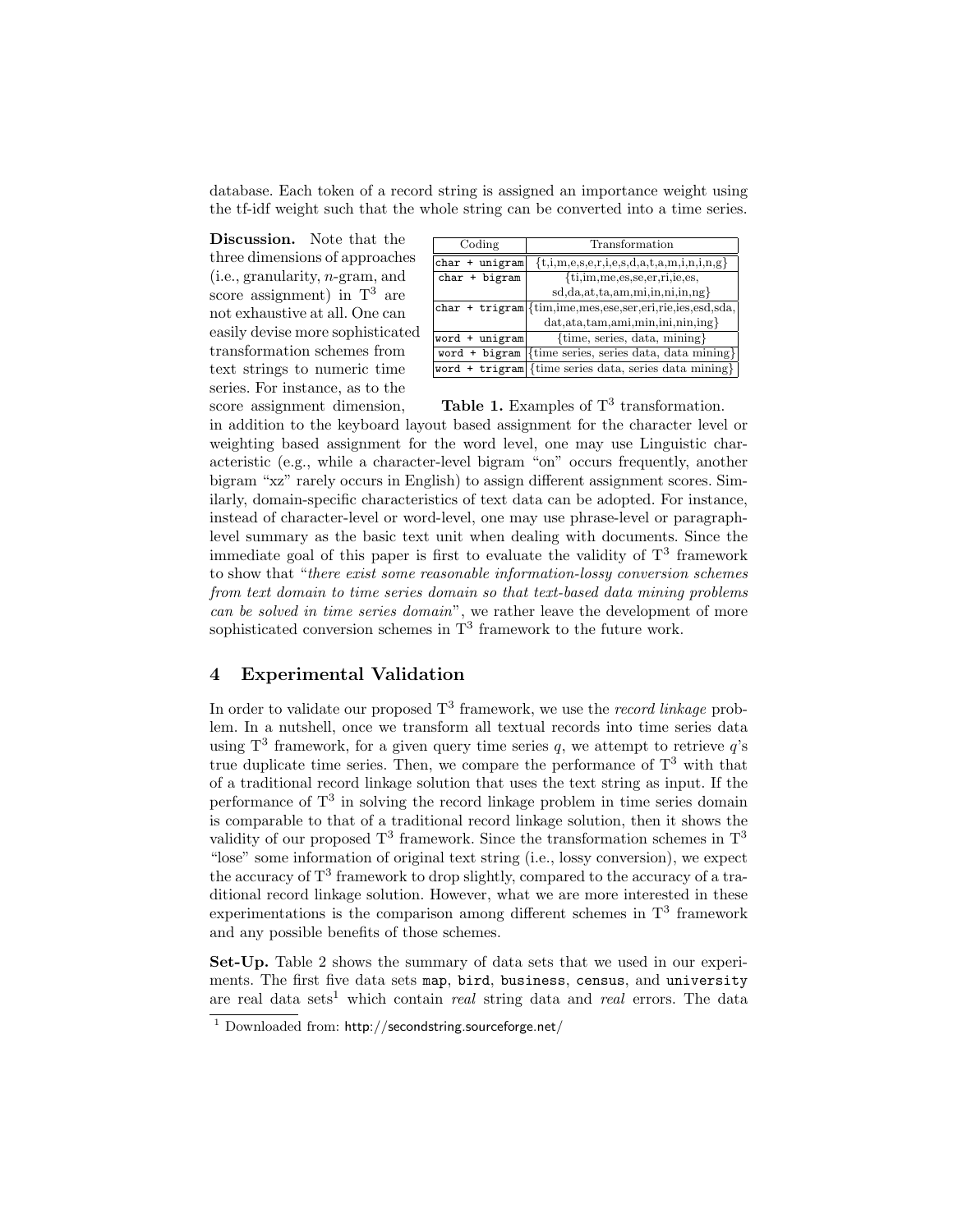database. Each token of a record string is assigned an importance weight using the tf-idf weight such that the whole string can be converted into a time series.

| Coding | Transformation |
| --- | --- |
| `char + unigram` | {t,i,m,e,s,e,r,i,e,s,d,a,t,a,m,i,n,i,n,g} |
| `char + bigram` | {ti,im,me,es,se,er,ri,ie,es, sd,da,at,ta,am,mi,in,ni,in,ng} |
| `char + trigram` | {tim,ime,mes,ese,ser,eri,rie,ies,esd,sda, dat,ata,tam,ami,min,ini,nin,ing} |
| `word + unigram` | {time, series, data, mining} |
| `word + bigram` | {time series, series data, data mining} |
| `word + trigram` | {time series data, series data mining} |

**Table 1.** Examples of $T^3$ transformation.

**Discussion.** Note that the three dimensions of approaches (i.e., granularity, $n$-gram, and score assignment) in $T^3$ are not exhaustive at all. One can easily devise more sophisticated transformation schemes from text strings to numeric time series. For instance, as to the score assignment dimension, in addition to the keyboard layout based assignment for the character level or weighting based assignment for the word level, one may use Linguistic characteristic (e.g., while a character-level bigram "on" occurs frequently, another bigram "xz" rarely occurs in English) to assign different assignment scores. Similarly, domain-specific characteristics of text data can be adopted. For instance, instead of character-level or word-level, one may use phrase-level or paragraph-level summary as the basic text unit when dealing with documents. Since the immediate goal of this paper is first to evaluate the validity of $T^3$ framework to show that "*there exist some reasonable information-lossy conversion schemes from text domain to time series domain so that text-based data mining problems can be solved in time series domain*", we rather leave the development of more sophisticated conversion schemes in $T^3$ framework to the future work.

## 4 Experimental Validation

In order to validate our proposed $T^3$ framework, we use the *record linkage* problem. In a nutshell, once we transform all textual records into time series data using $T^3$ framework, for a given query time series $q$, we attempt to retrieve $q$'s true duplicate time series. Then, we compare the performance of $T^3$ with that of a traditional record linkage solution that uses the text string as input. If the performance of $T^3$ in solving the record linkage problem in time series domain is comparable to that of a traditional record linkage solution, then it shows the validity of our proposed $T^3$ framework. Since the transformation schemes in $T^3$ "lose" some information of original text string (i.e., lossy conversion), we expect the accuracy of $T^3$ framework to drop slightly, compared to the accuracy of a traditional record linkage solution. However, what we are more interested in these experimentations is the comparison among different schemes in $T^3$ framework and any possible benefits of those schemes.

**Set-Up.** Table 2 shows the summary of data sets that we used in our experiments. The first five data sets `map`, `bird`, `business`, `census`, and `university` are real data sets[1] which contain *real* string data and *real* errors. The data

[1] Downloaded from: http://secondstring.sourceforge.net/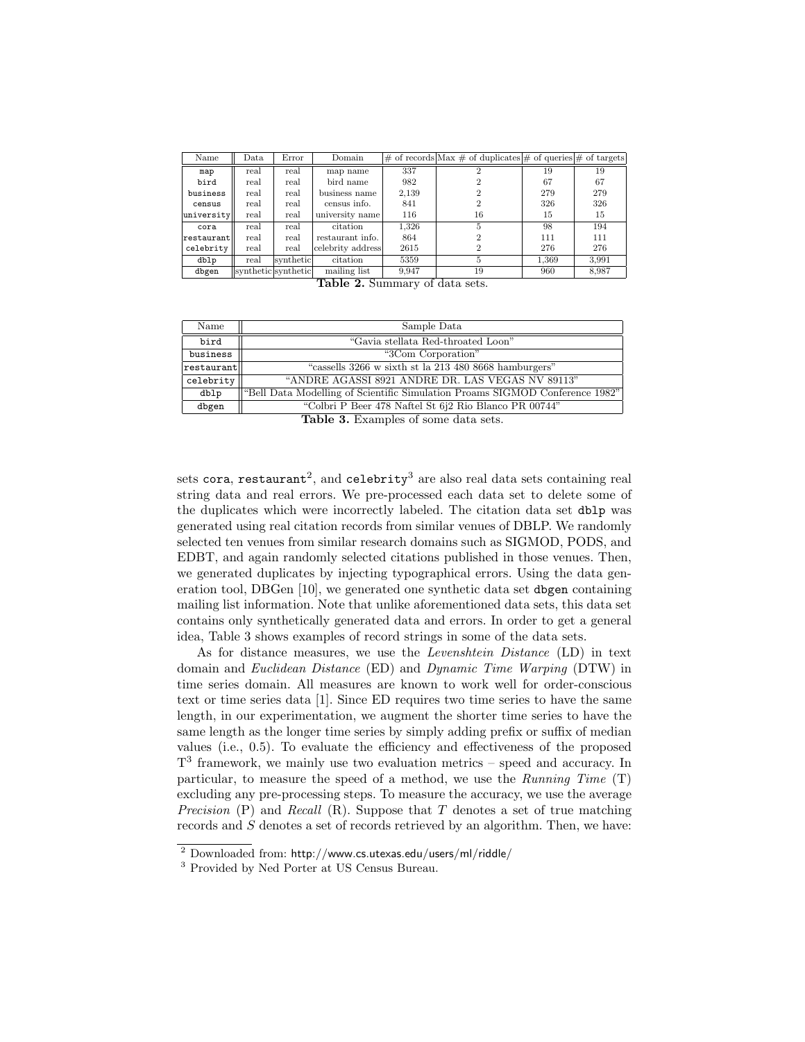| Name | Data | Error | Domain | # of records | Max # of duplicates | # of queries | # of targets |
|---|---|---|---|---|---|---|---|
| map | real | real | map name | 337 | 2 | 19 | 19 |
| bird | real | real | bird name | 982 | 2 | 67 | 67 |
| business | real | real | business name | 2,139 | 2 | 279 | 279 |
| census | real | real | census info. | 841 | 2 | 326 | 326 |
| university | real | real | university name | 116 | 16 | 15 | 15 |
| cora | real | real | citation | 1,326 | 5 | 98 | 194 |
| restaurant | real | real | restaurant info. | 864 | 2 | 111 | 111 |
| celebrity | real | real | celebrity address | 2615 | 2 | 276 | 276 |
| dblp | real | synthetic | citation | 5359 | 5 | 1,369 | 3,991 |
| dbgen | synthetic | synthetic | mailing list | 9,947 | 19 | 960 | 8,987 |

**Table 2.** Summary of data sets.

| Name | Sample Data |
|---|---|
| bird | "Gavia stellata Red-throated Loon" |
| business | "3Com Corporation" |
| restaurant | "cassells 3266 w sixth st la 213 480 8668 hamburgers" |
| celebrity | "ANDRE AGASSI 8921 ANDRE DR. LAS VEGAS NV 89113" |
| dblp | "Bell Data Modelling of Scientific Simulation Proams SIGMOD Conference 1982" |
| dbgen | "Colbri P Beer 478 Naftel St 6j2 Rio Blanco PR 00744" |

**Table 3.** Examples of some data sets.

sets cora, restaurant[2], and celebrity[3] are also real data sets containing real string data and real errors. We pre-processed each data set to delete some of the duplicates which were incorrectly labeled. The citation data set dblp was generated using real citation records from similar venues of DBLP. We randomly selected ten venues from similar research domains such as SIGMOD, PODS, and EDBT, and again randomly selected citations published in those venues. Then, we generated duplicates by injecting typographical errors. Using the data generation tool, DBGen [10], we generated one synthetic data set dbgen containing mailing list information. Note that unlike aforementioned data sets, this data set contains only synthetically generated data and errors. In order to get a general idea, Table 3 shows examples of record strings in some of the data sets.

As for distance measures, we use the *Levenshtein Distance* (LD) in text domain and *Euclidean Distance* (ED) and *Dynamic Time Warping* (DTW) in time series domain. All measures are known to work well for order-conscious text or time series data [1]. Since ED requires two time series to have the same length, in our experimentation, we augment the shorter time series to have the same length as the longer time series by simply adding prefix or suffix of median values (i.e., 0.5). To evaluate the efficiency and effectiveness of the proposed $T^3$ framework, we mainly use two evaluation metrics – speed and accuracy. In particular, to measure the speed of a method, we use the *Running Time* (T) excluding any pre-processing steps. To measure the accuracy, we use the average *Precision* (P) and *Recall* (R). Suppose that $T$ denotes a set of true matching records and $S$ denotes a set of records retrieved by an algorithm. Then, we have:

---

[2] Downloaded from: http://www.cs.utexas.edu/users/ml/riddle/

[3] Provided by Ned Porter at US Census Bureau.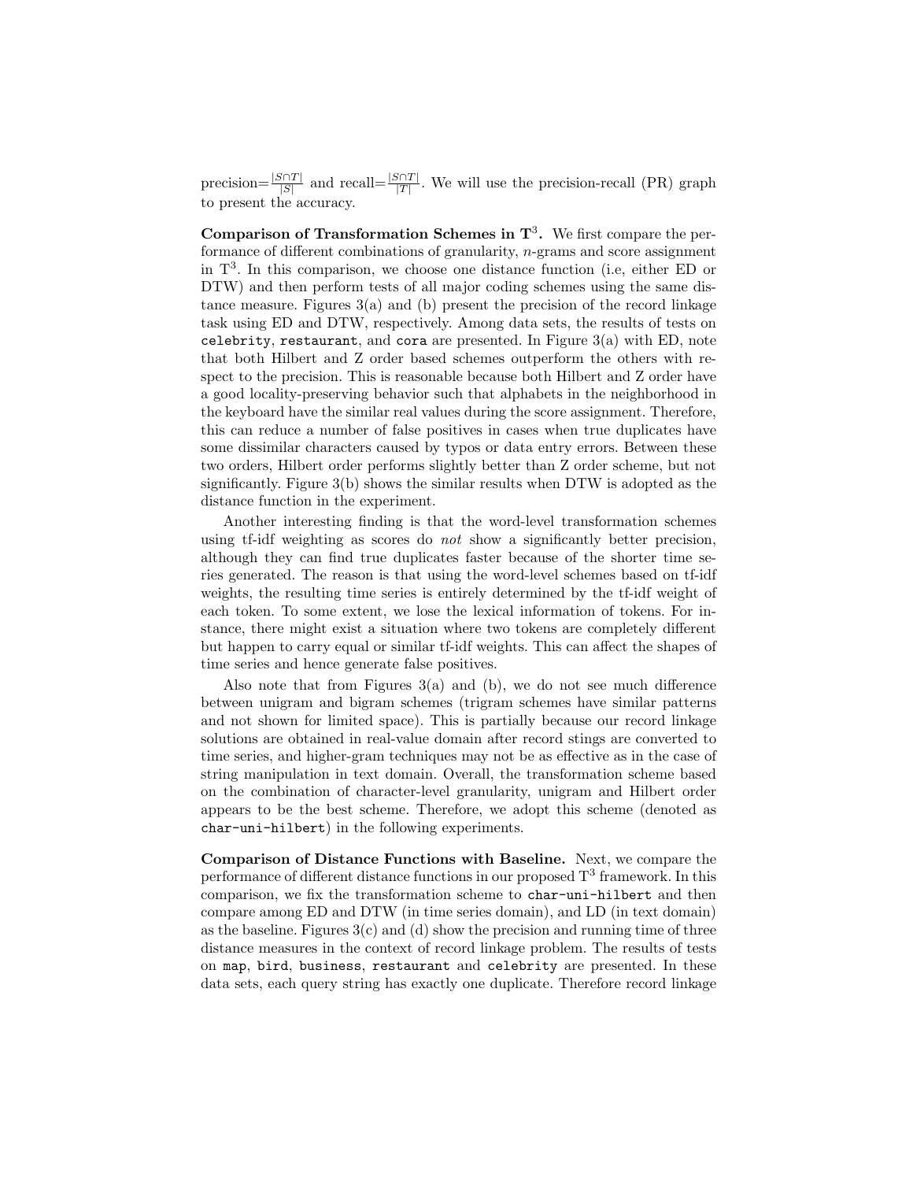precision=$\frac{|S \cap T|}{|S|}$ and recall=$\frac{|S \cap T|}{|T|}$. We will use the precision-recall (PR) graph to present the accuracy.

**Comparison of Transformation Schemes in $\mathbf{T}^3$.** We first compare the performance of different combinations of granularity, $n$-grams and score assignment in $\mathrm{T}^3$. In this comparison, we choose one distance function (i.e, either ED or DTW) and then perform tests of all major coding schemes using the same distance measure. Figures 3(a) and (b) present the precision of the record linkage task using ED and DTW, respectively. Among data sets, the results of tests on `celebrity`, `restaurant`, and `cora` are presented. In Figure 3(a) with ED, note that both Hilbert and Z order based schemes outperform the others with respect to the precision. This is reasonable because both Hilbert and Z order have a good locality-preserving behavior such that alphabets in the neighborhood in the keyboard have the similar real values during the score assignment. Therefore, this can reduce a number of false positives in cases when true duplicates have some dissimilar characters caused by typos or data entry errors. Between these two orders, Hilbert order performs slightly better than Z order scheme, but not significantly. Figure 3(b) shows the similar results when DTW is adopted as the distance function in the experiment.

Another interesting finding is that the word-level transformation schemes using tf-idf weighting as scores do *not* show a significantly better precision, although they can find true duplicates faster because of the shorter time series generated. The reason is that using the word-level schemes based on tf-idf weights, the resulting time series is entirely determined by the tf-idf weight of each token. To some extent, we lose the lexical information of tokens. For instance, there might exist a situation where two tokens are completely different but happen to carry equal or similar tf-idf weights. This can affect the shapes of time series and hence generate false positives.

Also note that from Figures 3(a) and (b), we do not see much difference between unigram and bigram schemes (trigram schemes have similar patterns and not shown for limited space). This is partially because our record linkage solutions are obtained in real-value domain after record stings are converted to time series, and higher-gram techniques may not be as effective as in the case of string manipulation in text domain. Overall, the transformation scheme based on the combination of character-level granularity, unigram and Hilbert order appears to be the best scheme. Therefore, we adopt this scheme (denoted as `char-uni-hilbert`) in the following experiments.

**Comparison of Distance Functions with Baseline.** Next, we compare the performance of different distance functions in our proposed $\mathrm{T}^3$ framework. In this comparison, we fix the transformation scheme to `char-uni-hilbert` and then compare among ED and DTW (in time series domain), and LD (in text domain) as the baseline. Figures 3(c) and (d) show the precision and running time of three distance measures in the context of record linkage problem. The results of tests on `map`, `bird`, `business`, `restaurant` and `celebrity` are presented. In these data sets, each query string has exactly one duplicate. Therefore record linkage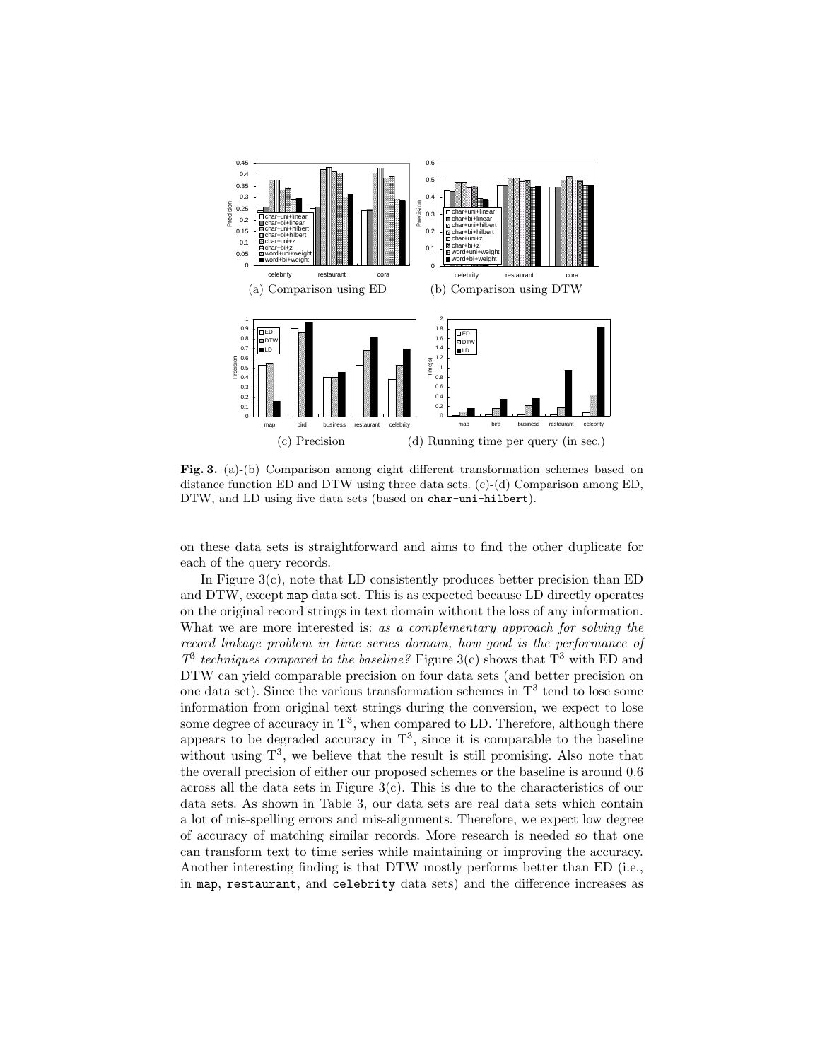Fig. 3. (a)-(b) Comparison among eight different transformation schemes based on distance function ED and DTW using three data sets. (c)-(d) Comparison among ED, DTW, and LD using five data sets (based on `char-uni-hilbert`).

on these data sets is straightforward and aims to find the other duplicate for each of the query records.

In Figure 3(c), note that LD consistently produces better precision than ED and DTW, except `map` data set. This is as expected because LD directly operates on the original record strings in text domain without the loss of any information. What we are more interested is: *as a complementary approach for solving the record linkage problem in time series domain, how good is the performance of $T^3$ techniques compared to the baseline?* Figure 3(c) shows that $T^3$ with ED and DTW can yield comparable precision on four data sets (and better precision on one data set). Since the various transformation schemes in $T^3$ tend to lose some information from original text strings during the conversion, we expect to lose some degree of accuracy in $T^3$, when compared to LD. Therefore, although there appears to be degraded accuracy in $T^3$, since it is comparable to the baseline without using $T^3$, we believe that the result is still promising. Also note that the overall precision of either our proposed schemes or the baseline is around 0.6 across all the data sets in Figure 3(c). This is due to the characteristics of our data sets. As shown in Table 3, our data sets are real data sets which contain a lot of mis-spelling errors and mis-alignments. Therefore, we expect low degree of accuracy of matching similar records. More research is needed so that one can transform text to time series while maintaining or improving the accuracy. Another interesting finding is that DTW mostly performs better than ED (i.e., in `map`, `restaurant`, and `celebrity` data sets) and the difference increases as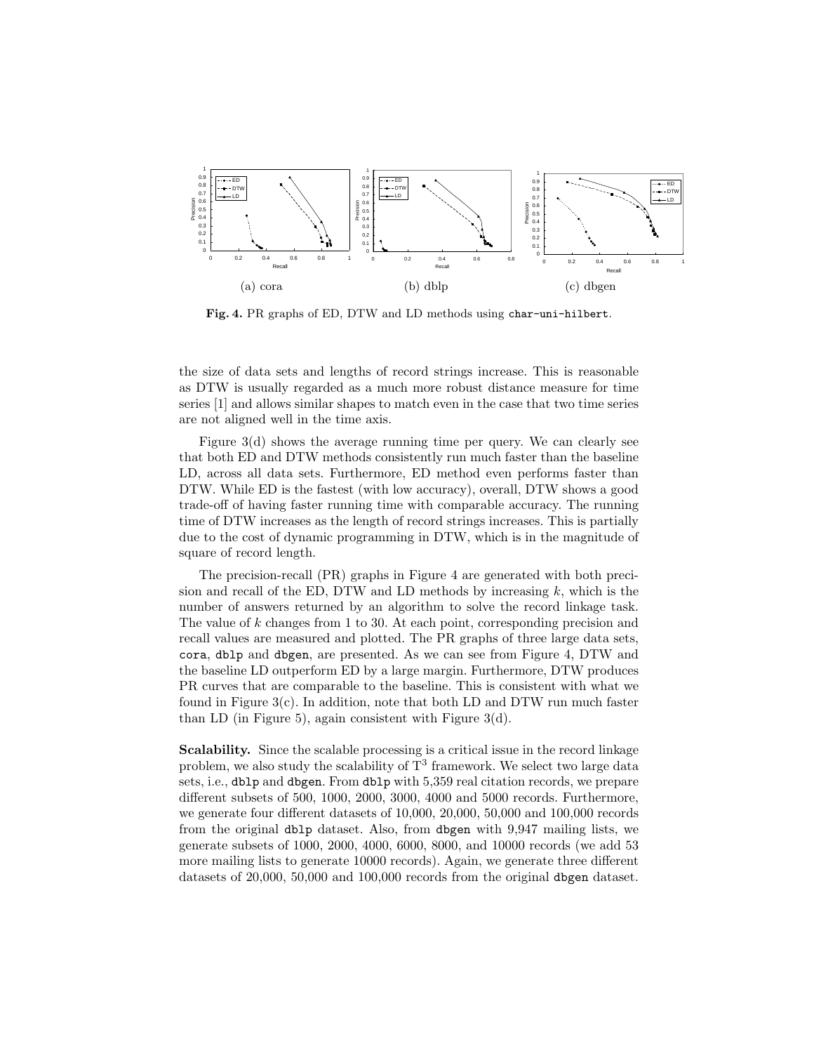(a) cora (b) dblp (c) dbgen

**Fig. 4.** PR graphs of ED, DTW and LD methods using `char-uni-hilbert`.

the size of data sets and lengths of record strings increase. This is reasonable as DTW is usually regarded as a much more robust distance measure for time series [1] and allows similar shapes to match even in the case that two time series are not aligned well in the time axis.

Figure 3(d) shows the average running time per query. We can clearly see that both ED and DTW methods consistently run much faster than the baseline LD, across all data sets. Furthermore, ED method even performs faster than DTW. While ED is the fastest (with low accuracy), overall, DTW shows a good trade-off of having faster running time with comparable accuracy. The running time of DTW increases as the length of record strings increases. This is partially due to the cost of dynamic programming in DTW, which is in the magnitude of square of record length.

The precision-recall (PR) graphs in Figure 4 are generated with both precision and recall of the ED, DTW and LD methods by increasing $k$, which is the number of answers returned by an algorithm to solve the record linkage task. The value of $k$ changes from 1 to 30. At each point, corresponding precision and recall values are measured and plotted. The PR graphs of three large data sets, `cora`, `dblp` and `dbgen`, are presented. As we can see from Figure 4, DTW and the baseline LD outperform ED by a large margin. Furthermore, DTW produces PR curves that are comparable to the baseline. This is consistent with what we found in Figure 3(c). In addition, note that both LD and DTW run much faster than LD (in Figure 5), again consistent with Figure 3(d).

**Scalability.** Since the scalable processing is a critical issue in the record linkage problem, we also study the scalability of $T^3$ framework. We select two large data sets, i.e., `dblp` and `dbgen`. From `dblp` with 5,359 real citation records, we prepare different subsets of 500, 1000, 2000, 3000, 4000 and 5000 records. Furthermore, we generate four different datasets of 10,000, 20,000, 50,000 and 100,000 records from the original `dblp` dataset. Also, from `dbgen` with 9,947 mailing lists, we generate subsets of 1000, 2000, 4000, 6000, 8000, and 10000 records (we add 53 more mailing lists to generate 10000 records). Again, we generate three different datasets of 20,000, 50,000 and 100,000 records from the original `dbgen` dataset.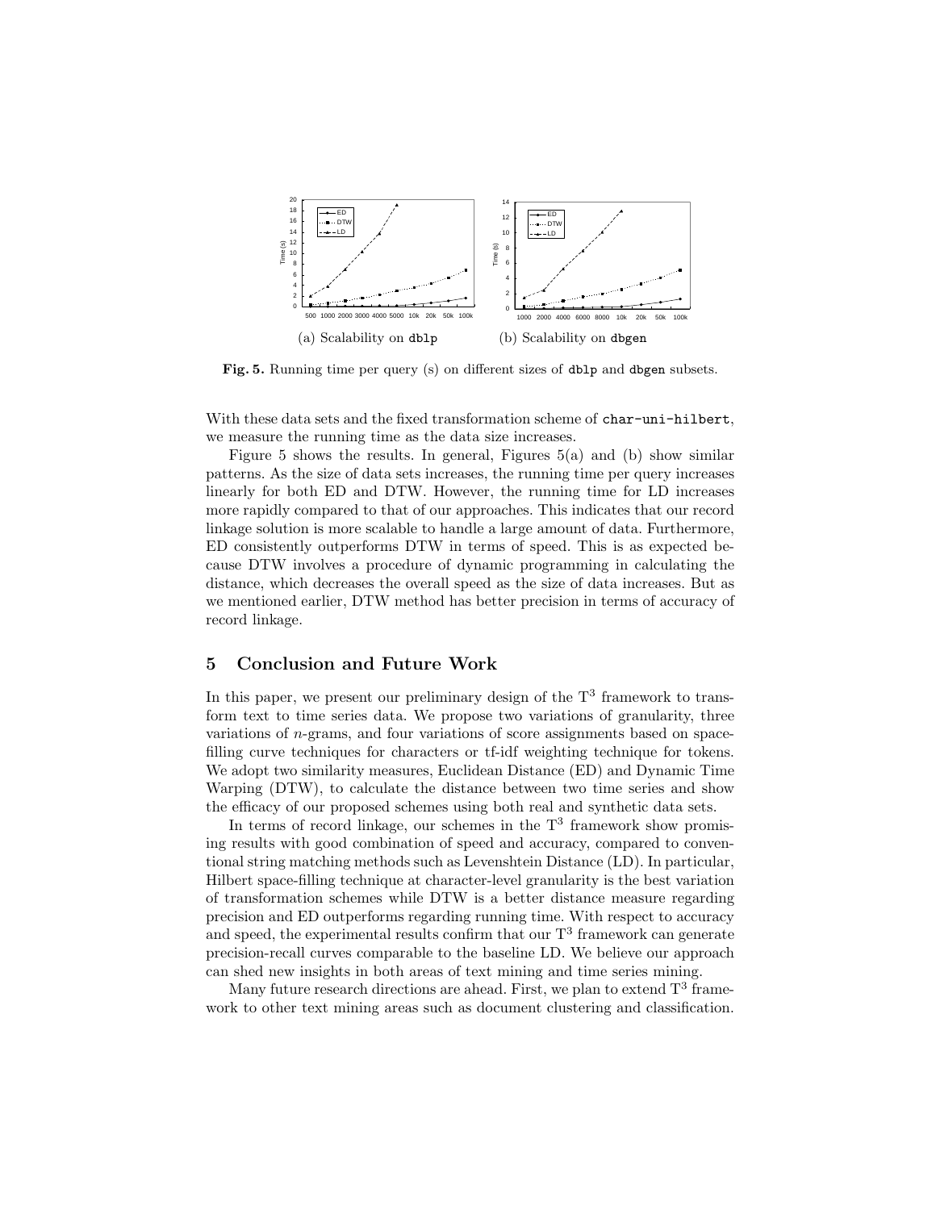(a) Scalability on `dblp`

(b) Scalability on `dbgen`

**Fig. 5.** Running time per query (s) on different sizes of `dblp` and `dbgen` subsets.

With these data sets and the fixed transformation scheme of `char-uni-hilbert`, we measure the running time as the data size increases.

Figure 5 shows the results. In general, Figures 5(a) and (b) show similar patterns. As the size of data sets increases, the running time per query increases linearly for both ED and DTW. However, the running time for LD increases more rapidly compared to that of our approaches. This indicates that our record linkage solution is more scalable to handle a large amount of data. Furthermore, ED consistently outperforms DTW in terms of speed. This is as expected because DTW involves a procedure of dynamic programming in calculating the distance, which decreases the overall speed as the size of data increases. But as we mentioned earlier, DTW method has better precision in terms of accuracy of record linkage.

## 5 Conclusion and Future Work

In this paper, we present our preliminary design of the $T^3$ framework to transform text to time series data. We propose two variations of granularity, three variations of $n$-grams, and four variations of score assignments based on space-filling curve techniques for characters or tf-idf weighting technique for tokens. We adopt two similarity measures, Euclidean Distance (ED) and Dynamic Time Warping (DTW), to calculate the distance between two time series and show the efficacy of our proposed schemes using both real and synthetic data sets.

In terms of record linkage, our schemes in the $T^3$ framework show promising results with good combination of speed and accuracy, compared to conventional string matching methods such as Levenshtein Distance (LD). In particular, Hilbert space-filling technique at character-level granularity is the best variation of transformation schemes while DTW is a better distance measure regarding precision and ED outperforms regarding running time. With respect to accuracy and speed, the experimental results confirm that our $T^3$ framework can generate precision-recall curves comparable to the baseline LD. We believe our approach can shed new insights in both areas of text mining and time series mining.

Many future research directions are ahead. First, we plan to extend $T^3$ framework to other text mining areas such as document clustering and classification.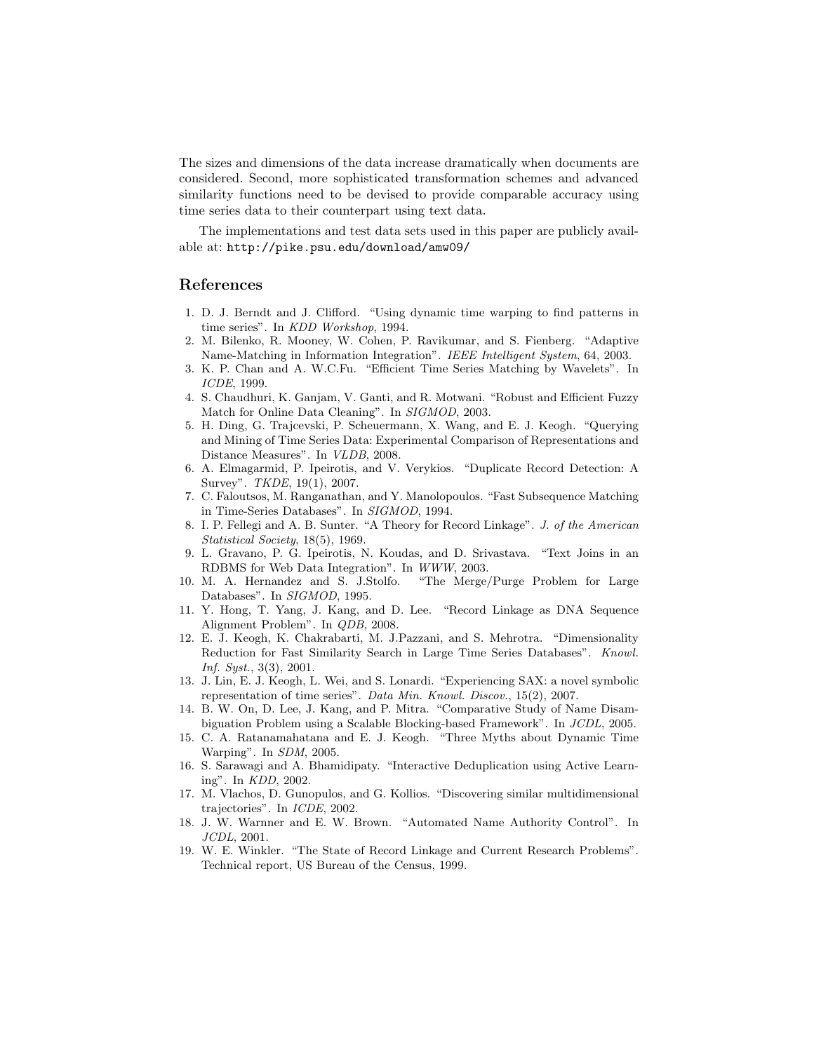The sizes and dimensions of the data increase dramatically when documents are considered. Second, more sophisticated transformation schemes and advanced similarity functions need to be devised to provide comparable accuracy using time series data to their counterpart using text data.

The implementations and test data sets used in this paper are publicly available at: `http://pike.psu.edu/download/amw09/`

## References

1. D. J. Berndt and J. Clifford. "Using dynamic time warping to find patterns in time series". In *KDD Workshop*, 1994.
2. M. Bilenko, R. Mooney, W. Cohen, P. Ravikumar, and S. Fienberg. "Adaptive Name-Matching in Information Integration". *IEEE Intelligent System*, 64, 2003.
3. K. P. Chan and A. W.C.Fu. "Efficient Time Series Matching by Wavelets". In *ICDE*, 1999.
4. S. Chaudhuri, K. Ganjam, V. Ganti, and R. Motwani. "Robust and Efficient Fuzzy Match for Online Data Cleaning". In *SIGMOD*, 2003.
5. H. Ding, G. Trajcevski, P. Scheuermann, X. Wang, and E. J. Keogh. "Querying and Mining of Time Series Data: Experimental Comparison of Representations and Distance Measures". In *VLDB*, 2008.
6. A. Elmagarmid, P. Ipeirotis, and V. Verykios. "Duplicate Record Detection: A Survey". *TKDE*, 19(1), 2007.
7. C. Faloutsos, M. Ranganathan, and Y. Manolopoulos. "Fast Subsequence Matching in Time-Series Databases". In *SIGMOD*, 1994.
8. I. P. Fellegi and A. B. Sunter. "A Theory for Record Linkage". *J. of the American Statistical Society*, 18(5), 1969.
9. L. Gravano, P. G. Ipeirotis, N. Koudas, and D. Srivastava. "Text Joins in an RDBMS for Web Data Integration". In *WWW*, 2003.
10. M. A. Hernandez and S. J.Stolfo. "The Merge/Purge Problem for Large Databases". In *SIGMOD*, 1995.
11. Y. Hong, T. Yang, J. Kang, and D. Lee. "Record Linkage as DNA Sequence Alignment Problem". In *QDB*, 2008.
12. E. J. Keogh, K. Chakrabarti, M. J.Pazzani, and S. Mehrotra. "Dimensionality Reduction for Fast Similarity Search in Large Time Series Databases". *Knowl. Inf. Syst.*, 3(3), 2001.
13. J. Lin, E. J. Keogh, L. Wei, and S. Lonardi. "Experiencing SAX: a novel symbolic representation of time series". *Data Min. Knowl. Discov.*, 15(2), 2007.
14. B. W. On, D. Lee, J. Kang, and P. Mitra. "Comparative Study of Name Disambiguation Problem using a Scalable Blocking-based Framework". In *JCDL*, 2005.
15. C. A. Ratanamahatana and E. J. Keogh. "Three Myths about Dynamic Time Warping". In *SDM*, 2005.
16. S. Sarawagi and A. Bhamidipaty. "Interactive Deduplication using Active Learning". In *KDD*, 2002.
17. M. Vlachos, D. Gunopulos, and G. Kollios. "Discovering similar multidimensional trajectories". In *ICDE*, 2002.
18. J. W. Warnner and E. W. Brown. "Automated Name Authority Control". In *JCDL*, 2001.
19. W. E. Winkler. "The State of Record Linkage and Current Research Problems". Technical report, US Bureau of the Census, 1999.